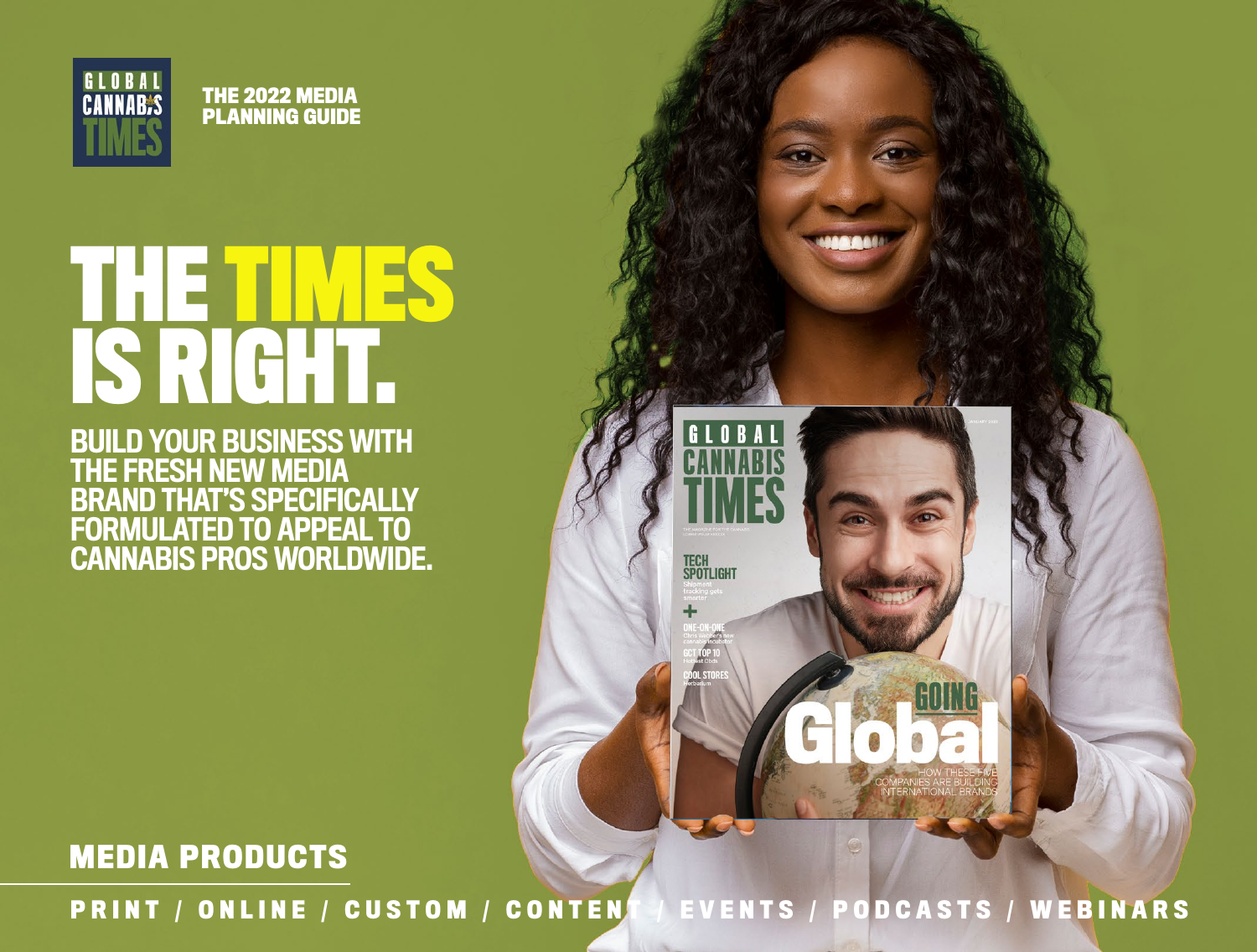GLOBAL CANNABIS TIMES

THE 2022 MEDIA PLANNING GUIDE

# THE TIMES IS RIGHT.

**BUILD YOUR BUSINESS WITH THE FRESH NEW MEDIA BRAND THAT'S SPECIFICALLY FORMULATED TO APPEAL TO CANNABIS PROS WORLDWIDE.**

## MEDIA PRODUCTS

PRINT / ONLINE / CUSTOM / CONTENT / EVENTS / PODCASTS / WEBINARS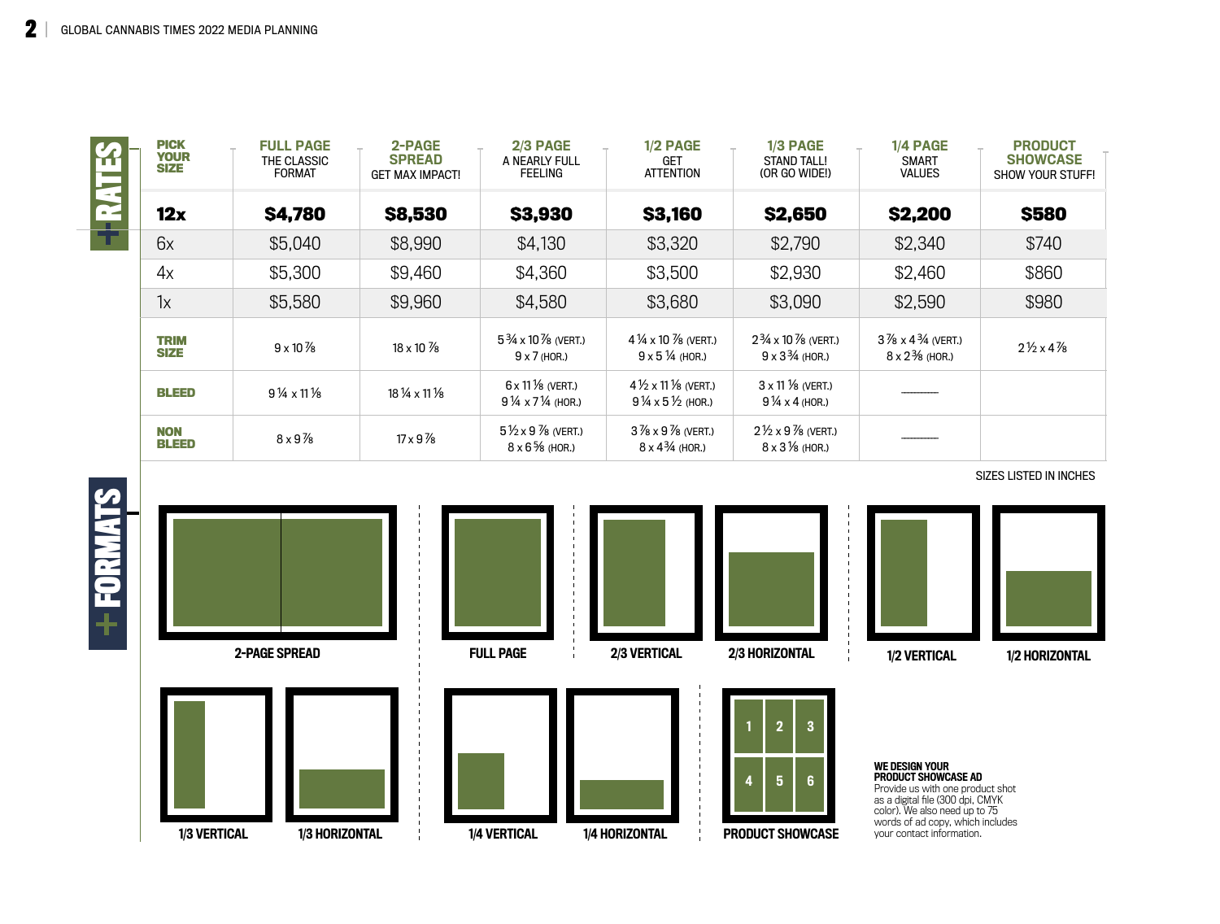## RATES

| PICK YOUR SIZE | FULL PAGE THE CLASSIC FORMAT | 2-PAGE SPREAD GET MAX IMPACT! | 2/3 PAGE A NEARLY FULL FEELING | 1/2 PAGE GET ATTENTION | 1/3 PAGE STAND TALL! (OR GO WIDE!) | 1/4 PAGE SMART VALUES | PRODUCT SHOWCASE SHOW YOUR STUFF! |
|---|---|---|---|---|---|---|---|
| **12x** | **$4,780** | **$8,530** | **$3,930** | **$3,160** | **$2,650** | **$2,200** | **$580** |
| 6x | $5,040 | $8,990 | $4,130 | $3,320 | $2,790 | $2,340 | $740 |
| 4x | $5,300 | $9,460 | $4,360 | $3,500 | $2,930 | $2,460 | $860 |
| 1x | $5,580 | $9,960 | $4,580 | $3,680 | $3,090 | $2,590 | $980 |
| **TRIM SIZE** | 9 x 10 7/8 | 18 x 10 7/8 | 5 3/4 x 10 7/8 (VERT.) 9 x 7 (HOR.) | 4 1/4 x 10 7/8 (VERT.) 9 x 5 1/4 (HOR.) | 2 3/4 x 10 7/8 (VERT.) 9 x 3 3/4 (HOR.) | 3 7/8 x 4 3/4 (VERT.) 8 x 2 3/8 (HOR.) | 2 1/2 x 4 7/8 |
| **BLEED** | 9 1/4 x 11 1/8 | 18 1/4 x 11 1/8 | 6 x 11 1/8 (VERT.) 9 1/4 x 7 1/4 (HOR.) | 4 1/2 x 11 1/8 (VERT.) 9 1/4 x 5 1/2 (HOR.) | 3 x 11 1/8 (VERT.) 9 1/4 x 4 (HOR.) | — | |
| **NON BLEED** | 8 x 9 7/8 | 17 x 9 7/8 | 5 1/2 x 9 7/8 (VERT.) 8 x 6 5/8 (HOR.) | 3 7/8 x 9 7/8 (VERT.) 8 x 4 3/4 (HOR.) | 2 1/2 x 9 7/8 (VERT.) 8 x 3 1/8 (HOR.) | — | |

SIZES LISTED IN INCHES

## FORMATS

2-PAGE SPREAD

FULL PAGE

2/3 VERTICAL

2/3 HORIZONTAL

1/2 VERTICAL

1/2 HORIZONTAL

1/3 VERTICAL

1/3 HORIZONTAL

1/4 VERTICAL

1/4 HORIZONTAL

PRODUCT SHOWCASE

**WE DESIGN YOUR PRODUCT SHOWCASE AD**
Provide us with one product shot as a digital file (300 dpi, CMYK color). We also need up to 75 words of ad copy, which includes your contact information.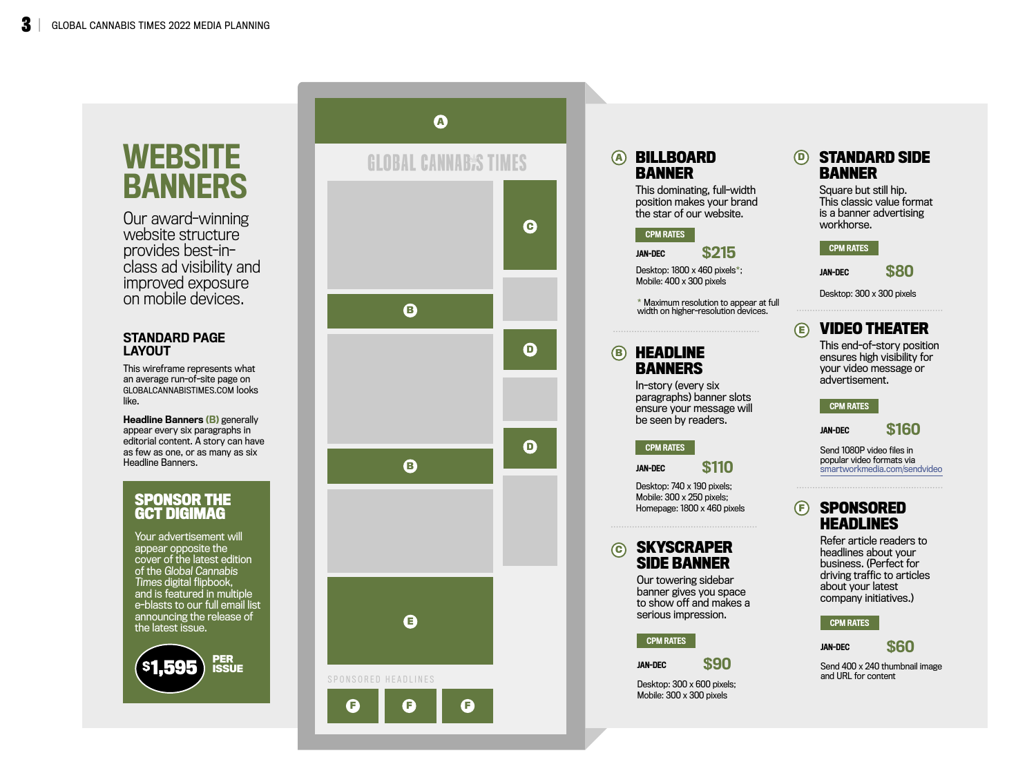# WEBSITE BANNERS

Our award-winning website structure provides best-in-class ad visibility and improved exposure on mobile devices.

## STANDARD PAGE LAYOUT

This wireframe represents what an average run-of-site page on GLOBALCANNABISTIMES.COM looks like.

**Headline Banners (B)** generally appear every six paragraphs in editorial content. A story can have as few as one, or as many as six Headline Banners.

### SPONSOR THE GCT DIGIMAG

Your advertisement will appear opposite the cover of the latest edition of the *Global Cannabis Times* digital flipbook, and is featured in multiple e-blasts to our full email list announcing the release of the latest issue.

**$1,595 PER ISSUE**

GLOBAL CANNABIS TIMES

SPONSORED HEADLINES

## (A) BILLBOARD BANNER

This dominating, full-width position makes your brand the star of our website.

CPM RATES

JAN-DEC **$215**

Desktop: 1800 x 460 pixels*; Mobile: 400 x 300 pixels

\* Maximum resolution to appear at full width on higher-resolution devices.

## (B) HEADLINE BANNERS

In-story (every six paragraphs) banner slots ensure your message will be seen by readers.

CPM RATES

JAN-DEC **$110**

Desktop: 740 x 190 pixels; Mobile: 300 x 250 pixels; Homepage: 1800 x 460 pixels

## (C) SKYSCRAPER SIDE BANNER

Our towering sidebar banner gives you space to show off and makes a serious impression.

CPM RATES

JAN-DEC **$90**

Desktop: 300 x 600 pixels; Mobile: 300 x 300 pixels

## (D) STANDARD SIDE BANNER

Square but still hip. This classic value format is a banner advertising workhorse.

CPM RATES

JAN-DEC **$80**

Desktop: 300 x 300 pixels

## (E) VIDEO THEATER

This end-of-story position ensures high visibility for your video message or advertisement.

CPM RATES

JAN-DEC **$160**

Send 1080P video files in popular video formats via smartworkmedia.com/sendvideo

## (F) SPONSORED HEADLINES

Refer article readers to headlines about your business. (Perfect for driving traffic to articles about your latest company initiatives.)

CPM RATES

JAN-DEC **$60**

Send 400 x 240 thumbnail image and URL for content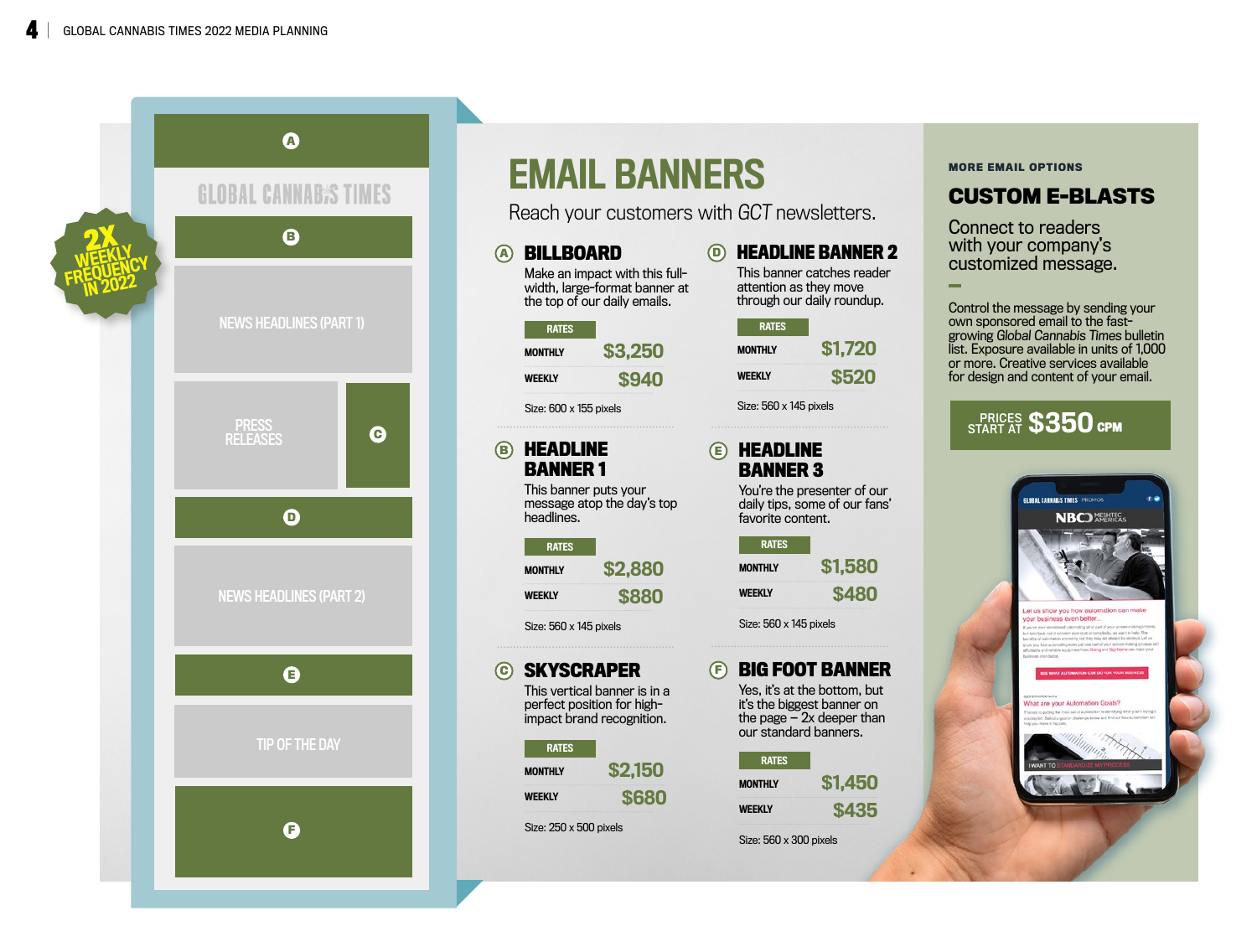# EMAIL BANNERS

Reach your customers with *GCT* newsletters.

2X WEEKLY FREQUENCY IN 2022

GLOBAL CANNABIS TIMES

A

B

NEWS HEADLINES (PART 1)

PRESS RELEASES

C

D

NEWS HEADLINES (PART 2)

E

TIP OF THE DAY

F

## Ⓐ BILLBOARD

Make an impact with this full-width, large-format banner at the top of our daily emails.

| RATES | |
|---|---|
| MONTHLY | $3,250 |
| WEEKLY | $940 |

Size: 600 x 155 pixels

## Ⓑ HEADLINE BANNER 1

This banner puts your message atop the day's top headlines.

| RATES | |
|---|---|
| MONTHLY | $2,880 |
| WEEKLY | $880 |

Size: 560 x 145 pixels

## Ⓒ SKYSCRAPER

This vertical banner is in a perfect position for high-impact brand recognition.

| RATES | |
|---|---|
| MONTHLY | $2,150 |
| WEEKLY | $680 |

Size: 250 x 500 pixels

## Ⓓ HEADLINE BANNER 2

This banner catches reader attention as they move through our daily roundup.

| RATES | |
|---|---|
| MONTHLY | $1,720 |
| WEEKLY | $520 |

Size: 560 x 145 pixels

## Ⓔ HEADLINE BANNER 3

You're the presenter of our daily tips, some of our fans' favorite content.

| RATES | |
|---|---|
| MONTHLY | $1,580 |
| WEEKLY | $480 |

Size: 560 x 145 pixels

## Ⓕ BIG FOOT BANNER

Yes, it's at the bottom, but it's the biggest banner on the page – 2x deeper than our standard banners.

| RATES | |
|---|---|
| MONTHLY | $1,450 |
| WEEKLY | $435 |

Size: 560 x 300 pixels

**MORE EMAIL OPTIONS**

## CUSTOM E-BLASTS

Connect to readers with your company's customized message.

Control the message by sending your own sponsored email to the fast-growing *Global Cannabis Times* bulletin list. Exposure available in units of 1,000 or more. Creative services available for design and content of your email.

**PRICES START AT $350 CPM**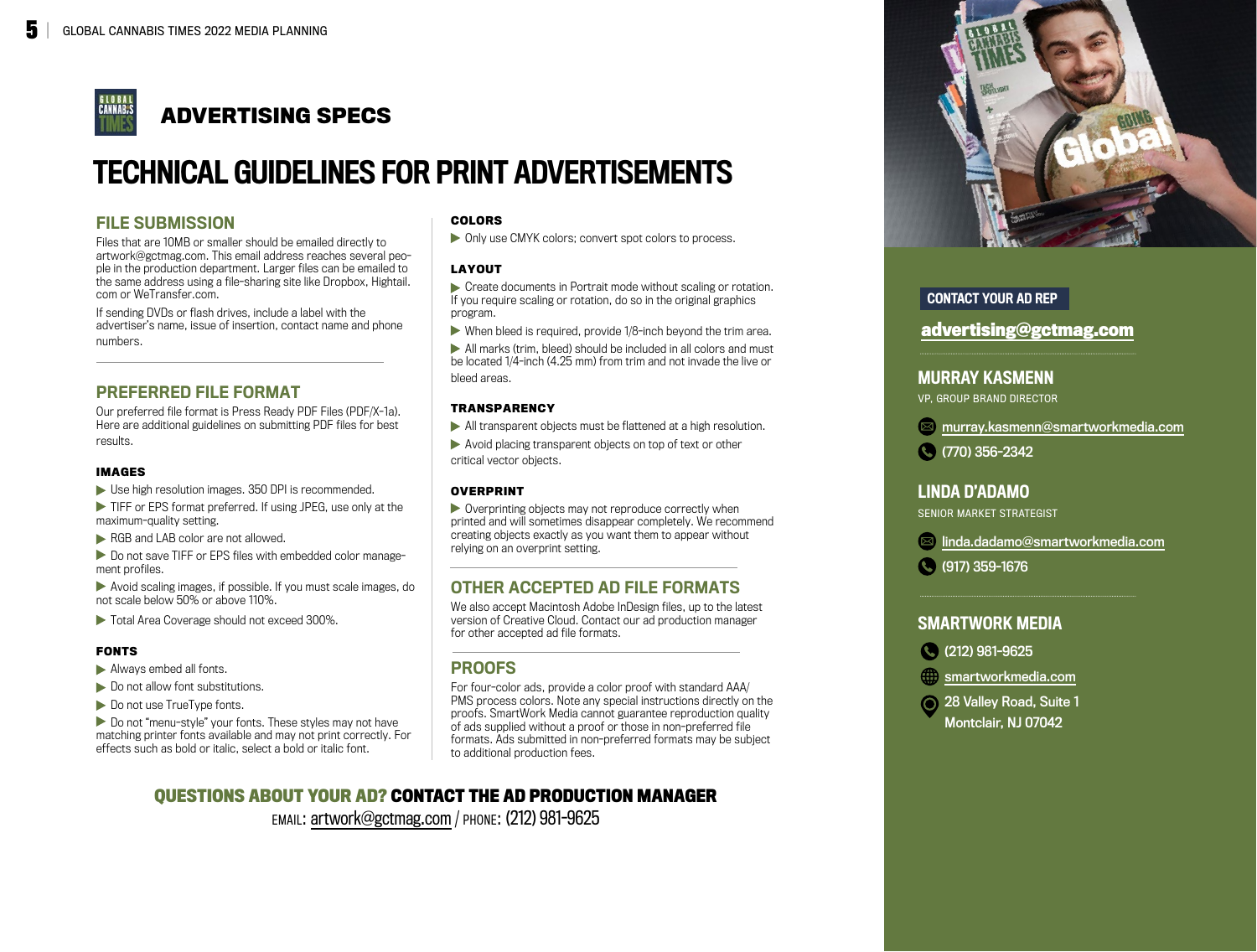# ADVERTISING SPECS

## TECHNICAL GUIDELINES FOR PRINT ADVERTISEMENTS

### FILE SUBMISSION

Files that are 10MB or smaller should be emailed directly to artwork@gctmag.com. This email address reaches several people in the production department. Larger files can be emailed to the same address using a file-sharing site like Dropbox, Hightail.com or WeTransfer.com.

If sending DVDs or flash drives, include a label with the advertiser's name, issue of insertion, contact name and phone numbers.

### PREFERRED FILE FORMAT

Our preferred file format is Press Ready PDF Files (PDF/X-1a). Here are additional guidelines on submitting PDF files for best results.

#### IMAGES

- Use high resolution images. 350 DPI is recommended.
- TIFF or EPS format preferred. If using JPEG, use only at the maximum-quality setting.
- RGB and LAB color are not allowed.
- Do not save TIFF or EPS files with embedded color management profiles.
- Avoid scaling images, if possible. If you must scale images, do not scale below 50% or above 110%.
- Total Area Coverage should not exceed 300%.

#### FONTS

- Always embed all fonts.
- Do not allow font substitutions.
- Do not use TrueType fonts.
- Do not "menu-style" your fonts. These styles may not have matching printer fonts available and may not print correctly. For effects such as bold or italic, select a bold or italic font.

#### COLORS

- Only use CMYK colors; convert spot colors to process.

#### LAYOUT

- Create documents in Portrait mode without scaling or rotation. If you require scaling or rotation, do so in the original graphics program.
- When bleed is required, provide 1/8-inch beyond the trim area.
- All marks (trim, bleed) should be included in all colors and must be located 1/4-inch (4.25 mm) from trim and not invade the live or bleed areas.

#### TRANSPARENCY

- All transparent objects must be flattened at a high resolution.
- Avoid placing transparent objects on top of text or other critical vector objects.

#### OVERPRINT

- Overprinting objects may not reproduce correctly when printed and will sometimes disappear completely. We recommend creating objects exactly as you want them to appear without relying on an overprint setting.

### OTHER ACCEPTED AD FILE FORMATS

We also accept Macintosh Adobe InDesign files, up to the latest version of Creative Cloud. Contact our ad production manager for other accepted ad file formats.

### PROOFS

For four-color ads, provide a color proof with standard AAA/PMS process colors. Note any special instructions directly on the proofs. SmartWork Media cannot guarantee reproduction quality of ads supplied without a proof or those in non-preferred file formats. Ads submitted in non-preferred formats may be subject to additional production fees.

**QUESTIONS ABOUT YOUR AD? CONTACT THE AD PRODUCTION MANAGER**

EMAIL: artwork@gctmag.com / PHONE: (212) 981-9625

**CONTACT YOUR AD REP**

**advertising@gctmag.com**

### MURRAY KASMENN

VP, GROUP BRAND DIRECTOR

murray.kasmenn@smartworkmedia.com

(770) 356-2342

### LINDA D'ADAMO

SENIOR MARKET STRATEGIST

linda.dadamo@smartworkmedia.com

(917) 359-1676

### SMARTWORK MEDIA

(212) 981-9625

smartworkmedia.com

28 Valley Road, Suite 1
Montclair, NJ 07042